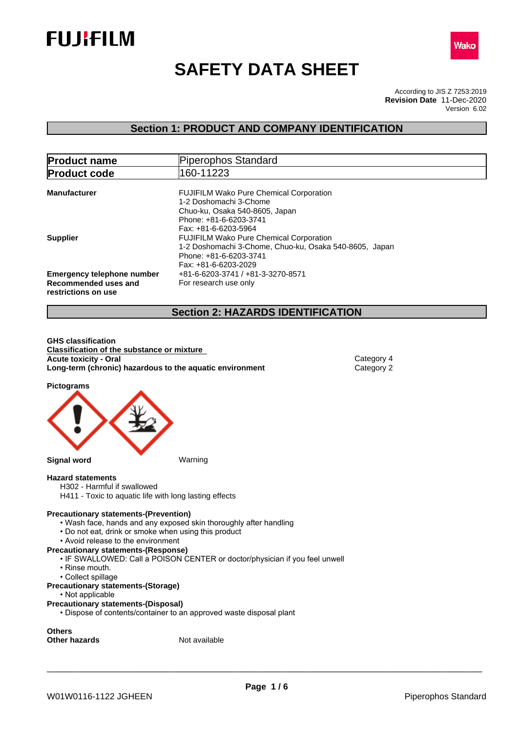FUJIFILM

Wako

# SAFETY DATA SHEET

According to JIS Z 7253:2019
**Revision Date** 11-Dec-2020
Version 6.02

## Section 1: PRODUCT AND COMPANY IDENTIFICATION

| **Product name** | Piperophos Standard |
|---|---|
| **Product code** | 160-11223 |

**Manufacturer**
FUJIFILM Wako Pure Chemical Corporation
1-2 Doshomachi 3-Chome
Chuo-ku, Osaka 540-8605, Japan
Phone: +81-6-6203-3741
Fax: +81-6-6203-5964

**Supplier**
FUJIFILM Wako Pure Chemical Corporation
1-2 Doshomachi 3-Chome, Chuo-ku, Osaka 540-8605, Japan
Phone: +81-6-6203-3741
Fax: +81-6-6203-2029

**Emergency telephone number** +81-6-6203-3741 / +81-3-3270-8571

**Recommended uses and restrictions on use** For research use only

## Section 2: HAZARDS IDENTIFICATION

**GHS classification**

**Classification of the substance or mixture**

| | |
|---|---|
| **Acute toxicity - Oral** | Category 4 |
| **Long-term (chronic) hazardous to the aquatic environment** | Category 2 |

**Pictograms**

**Signal word** Warning

**Hazard statements**

H302 - Harmful if swallowed
H411 - Toxic to aquatic life with long lasting effects

**Precautionary statements-(Prevention)**

- Wash face, hands and any exposed skin thoroughly after handling
- Do not eat, drink or smoke when using this product
- Avoid release to the environment

**Precautionary statements-(Response)**

- IF SWALLOWED: Call a POISON CENTER or doctor/physician if you feel unwell
- Rinse mouth.
- Collect spillage

**Precautionary statements-(Storage)**

- Not applicable

**Precautionary statements-(Disposal)**

- Dispose of contents/container to an approved waste disposal plant

**Others**

**Other hazards** Not available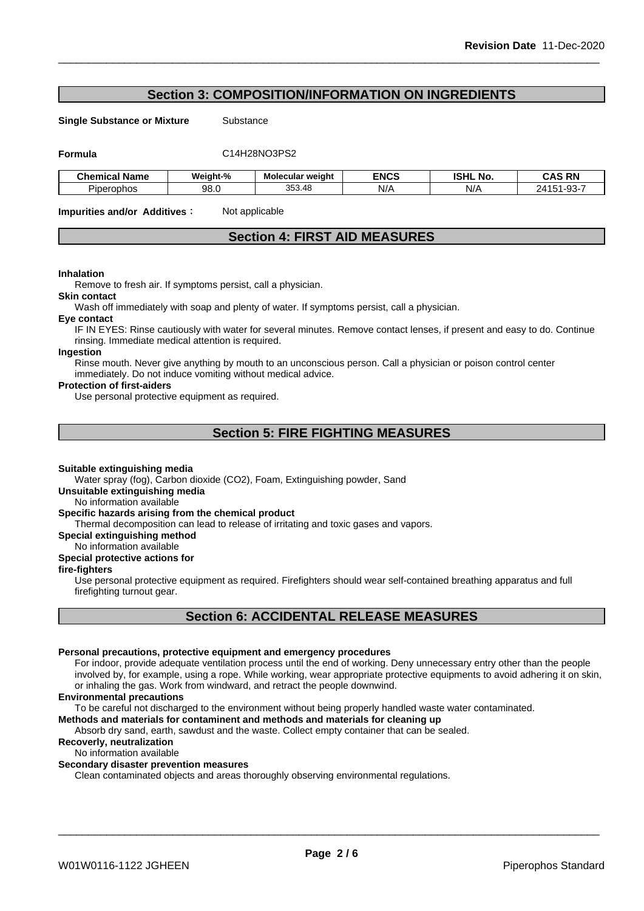## Section 3: COMPOSITION/INFORMATION ON INGREDIENTS

**Single Substance or Mixture** Substance

**Formula** C14H28NO3PS2

| Chemical Name | Weight-% | Molecular weight | ENCS | ISHL No. | CAS RN |
|---|---|---|---|---|---|
| Piperophos | 98.0 | 353.48 | N/A | N/A | 24151-93-7 |

**Impurities and/or Additives**： Not applicable

## Section 4: FIRST AID MEASURES

**Inhalation**

Remove to fresh air. If symptoms persist, call a physician.

**Skin contact**

Wash off immediately with soap and plenty of water. If symptoms persist, call a physician.

**Eye contact**

IF IN EYES: Rinse cautiously with water for several minutes. Remove contact lenses, if present and easy to do. Continue rinsing. Immediate medical attention is required.

**Ingestion**

Rinse mouth. Never give anything by mouth to an unconscious person. Call a physician or poison control center immediately. Do not induce vomiting without medical advice.

**Protection of first-aiders**

Use personal protective equipment as required.

## Section 5: FIRE FIGHTING MEASURES

**Suitable extinguishing media**

Water spray (fog), Carbon dioxide (CO2), Foam, Extinguishing powder, Sand

**Unsuitable extinguishing media**

No information available

**Specific hazards arising from the chemical product**

Thermal decomposition can lead to release of irritating and toxic gases and vapors.

**Special extinguishing method**

No information available

**Special protective actions for fire-fighters**

Use personal protective equipment as required. Firefighters should wear self-contained breathing apparatus and full firefighting turnout gear.

## Section 6: ACCIDENTAL RELEASE MEASURES

**Personal precautions, protective equipment and emergency procedures**

For indoor, provide adequate ventilation process until the end of working. Deny unnecessary entry other than the people involved by, for example, using a rope. While working, wear appropriate protective equipments to avoid adhering it on skin, or inhaling the gas. Work from windward, and retract the people downwind.

**Environmental precautions**

To be careful not discharged to the environment without being properly handled waste water contaminated.

**Methods and materials for contaminent and methods and materials for cleaning up**

Absorb dry sand, earth, sawdust and the waste. Collect empty container that can be sealed.

**Recoverly, neutralization**

No information available

**Secondary disaster prevention measures**

Clean contaminated objects and areas thoroughly observing environmental regulations.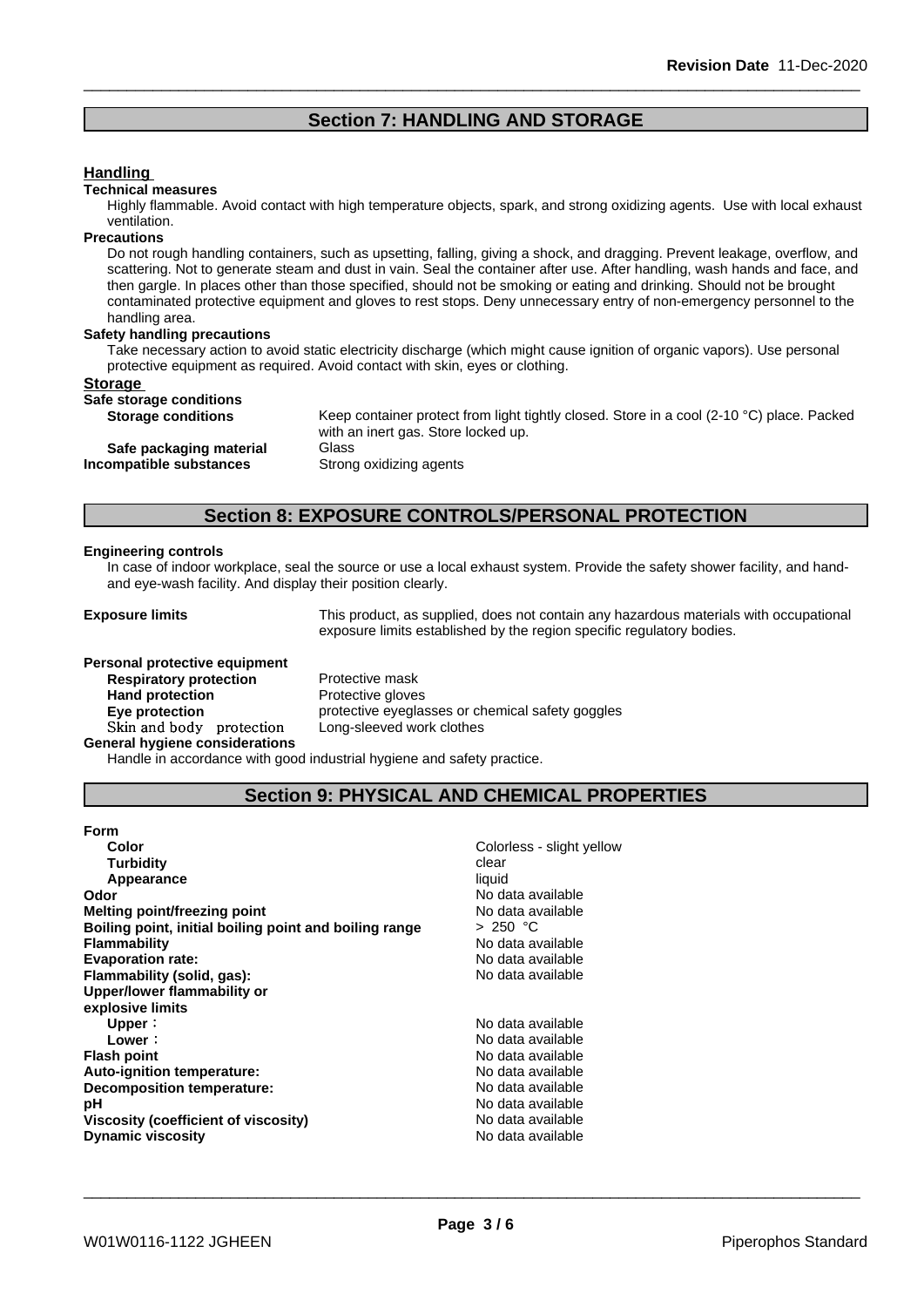## Section 7: HANDLING AND STORAGE

### Handling

**Technical measures**

Highly flammable. Avoid contact with high temperature objects, spark, and strong oxidizing agents. Use with local exhaust ventilation.

**Precautions**

Do not rough handling containers, such as upsetting, falling, giving a shock, and dragging. Prevent leakage, overflow, and scattering. Not to generate steam and dust in vain. Seal the container after use. After handling, wash hands and face, and then gargle. In places other than those specified, should not be smoking or eating and drinking. Should not be brought contaminated protective equipment and gloves to rest stops. Deny unnecessary entry of non-emergency personnel to the handling area.

**Safety handling precautions**

Take necessary action to avoid static electricity discharge (which might cause ignition of organic vapors). Use personal protective equipment as required. Avoid contact with skin, eyes or clothing.

### Storage

**Safe storage conditions**

| | |
|---|---|
| **Storage conditions** | Keep container protect from light tightly closed. Store in a cool (2-10 °C) place. Packed with an inert gas. Store locked up. |
| **Safe packaging material** | Glass |
| **Incompatible substances** | Strong oxidizing agents |

## Section 8: EXPOSURE CONTROLS/PERSONAL PROTECTION

**Engineering controls**

In case of indoor workplace, seal the source or use a local exhaust system. Provide the safety shower facility, and hand- and eye-wash facility. And display their position clearly.

**Exposure limits** This product, as supplied, does not contain any hazardous materials with occupational exposure limits established by the region specific regulatory bodies.

**Personal protective equipment**

| | |
|---|---|
| **Respiratory protection** | Protective mask |
| **Hand protection** | Protective gloves |
| **Eye protection** | protective eyeglasses or chemical safety goggles |
| Skin and body protection | Long-sleeved work clothes |

**General hygiene considerations**

Handle in accordance with good industrial hygiene and safety practice.

## Section 9: PHYSICAL AND CHEMICAL PROPERTIES

| | |
|---|---|
| **Form** | |
| **Color** | Colorless - slight yellow |
| **Turbidity** | clear |
| **Appearance** | liquid |
| **Odor** | No data available |
| **Melting point/freezing point** | No data available |
| **Boiling point, initial boiling point and boiling range** | > 250 °C |
| **Flammability** | No data available |
| **Evaporation rate:** | No data available |
| **Flammability (solid, gas):** | No data available |
| **Upper/lower flammability or explosive limits** | |
| **Upper :** | No data available |
| **Lower :** | No data available |
| **Flash point** | No data available |
| **Auto-ignition temperature:** | No data available |
| **Decomposition temperature:** | No data available |
| **pH** | No data available |
| **Viscosity (coefficient of viscosity)** | No data available |
| **Dynamic viscosity** | No data available |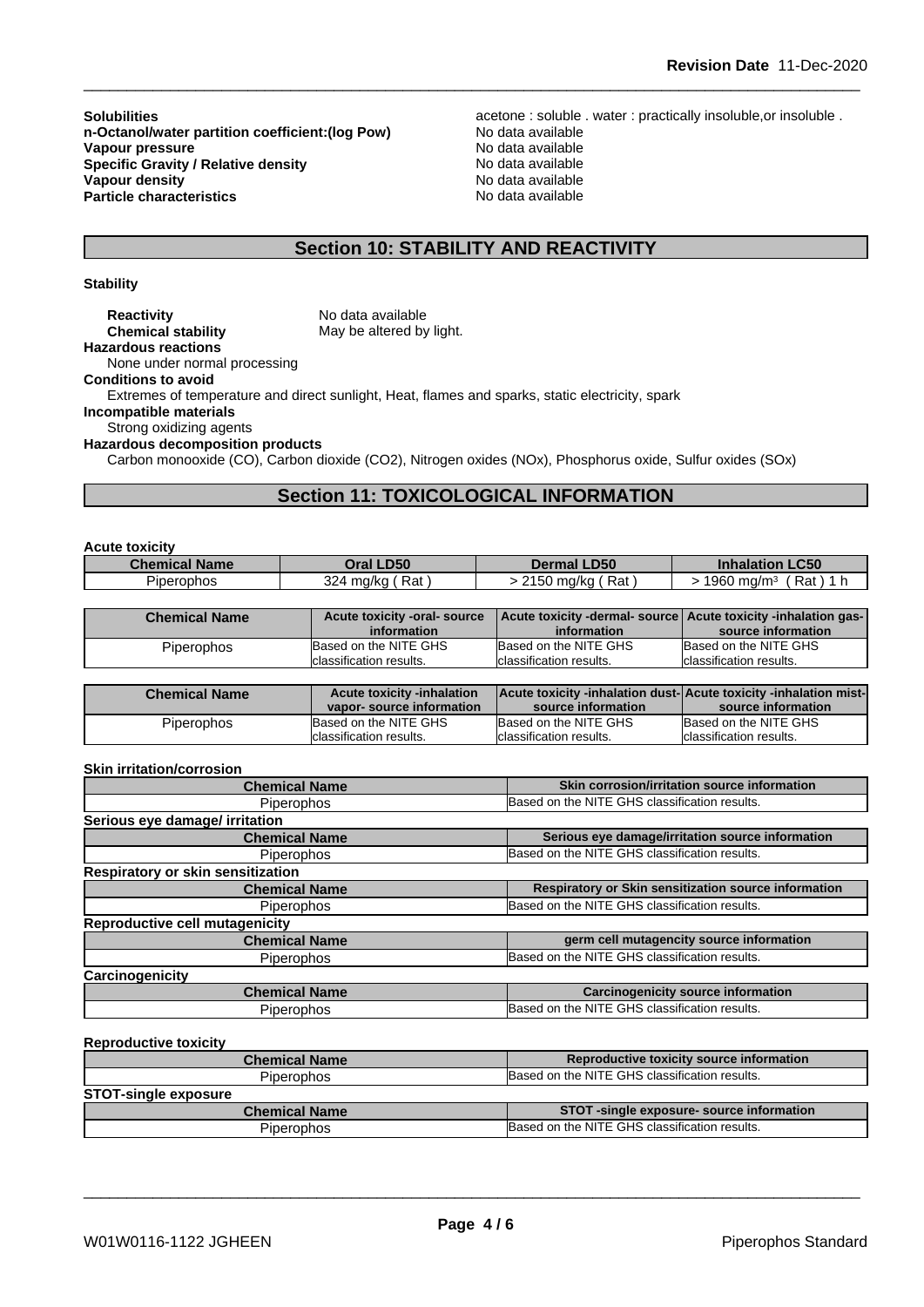**Solubilities** acetone : soluble . water : practically insoluble,or insoluble .
**n-Octanol/water partition coefficient:(log Pow)** No data available
**Vapour pressure** No data available
**Specific Gravity / Relative density** No data available
**Vapour density** No data available
**Particle characteristics** No data available

## Section 10: STABILITY AND REACTIVITY

**Stability**

**Reactivity** No data available
**Chemical stability** May be altered by light.

**Hazardous reactions**
None under normal processing

**Conditions to avoid**
Extremes of temperature and direct sunlight, Heat, flames and sparks, static electricity, spark

**Incompatible materials**
Strong oxidizing agents

**Hazardous decomposition products**
Carbon monooxide (CO), Carbon dioxide ($CO_2$), Nitrogen oxides (NOx), Phosphorus oxide, Sulfur oxides (SOx)

## Section 11: TOXICOLOGICAL INFORMATION

**Acute toxicity**

| Chemical Name | Oral LD50 | Dermal LD50 | Inhalation LC50 |
|---|---|---|---|
| Piperophos | 324 mg/kg ( Rat ) | > 2150 mg/kg ( Rat ) | > 1960 mg/m³ ( Rat ) 1 h |

| Chemical Name | Acute toxicity -oral- source information | Acute toxicity -dermal- source information | Acute toxicity -inhalation gas- source information |
|---|---|---|---|
| Piperophos | Based on the NITE GHS classification results. | Based on the NITE GHS classification results. | Based on the NITE GHS classification results. |

| Chemical Name | Acute toxicity -inhalation vapor- source information | Acute toxicity -inhalation dust- source information | Acute toxicity -inhalation mist- source information |
|---|---|---|---|
| Piperophos | Based on the NITE GHS classification results. | Based on the NITE GHS classification results. | Based on the NITE GHS classification results. |

**Skin irritation/corrosion**

| Chemical Name | Skin corrosion/irritation source information |
|---|---|
| Piperophos | Based on the NITE GHS classification results. |

**Serious eye damage/ irritation**

| Chemical Name | Serious eye damage/irritation source information |
|---|---|
| Piperophos | Based on the NITE GHS classification results. |

**Respiratory or skin sensitization**

| Chemical Name | Respiratory or Skin sensitization source information |
|---|---|
| Piperophos | Based on the NITE GHS classification results. |

**Reproductive cell mutagenicity**

| Chemical Name | germ cell mutagencity source information |
|---|---|
| Piperophos | Based on the NITE GHS classification results. |

**Carcinogenicity**

| Chemical Name | Carcinogenicity source information |
|---|---|
| Piperophos | Based on the NITE GHS classification results. |

**Reproductive toxicity**

| Chemical Name | Reproductive toxicity source information |
|---|---|
| Piperophos | Based on the NITE GHS classification results. |

**STOT-single exposure**

| Chemical Name | STOT -single exposure- source information |
|---|---|
| Piperophos | Based on the NITE GHS classification results. |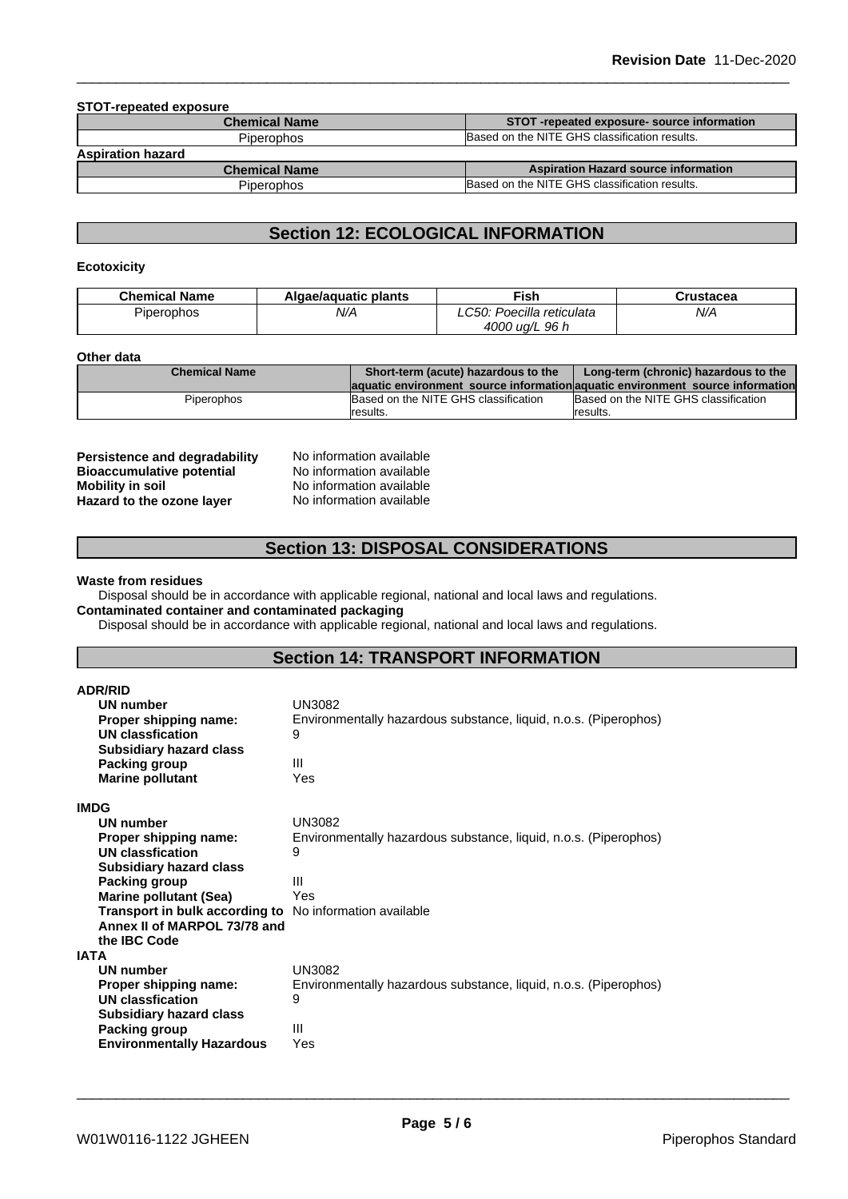**STOT-repeated exposure**

| Chemical Name | STOT -repeated exposure- source information |
|---|---|
| Piperophos | Based on the NITE GHS classification results. |

**Aspiration hazard**

| Chemical Name | Aspiration Hazard source information |
|---|---|
| Piperophos | Based on the NITE GHS classification results. |

## Section 12: ECOLOGICAL INFORMATION

**Ecotoxicity**

| Chemical Name | Algae/aquatic plants | Fish | Crustacea |
|---|---|---|---|
| Piperophos | *N/A* | *LC50: Poecilla reticulata 4000 ug/L 96 h* | *N/A* |

**Other data**

| Chemical Name | Short-term (acute) hazardous to the aquatic environment source information | Long-term (chronic) hazardous to the aquatic environment source information |
|---|---|---|
| Piperophos | Based on the NITE GHS classification results. | Based on the NITE GHS classification results. |

**Persistence and degradability** No information available
**Bioaccumulative potential** No information available
**Mobility in soil** No information available
**Hazard to the ozone layer** No information available

## Section 13: DISPOSAL CONSIDERATIONS

**Waste from residues**
Disposal should be in accordance with applicable regional, national and local laws and regulations.
**Contaminated container and contaminated packaging**
Disposal should be in accordance with applicable regional, national and local laws and regulations.

## Section 14: TRANSPORT INFORMATION

**ADR/RID**

**UN number** UN3082
**Proper shipping name:** Environmentally hazardous substance, liquid, n.o.s. (Piperophos)
**UN classfication** 9
**Subsidiary hazard class**
**Packing group** III
**Marine pollutant** Yes

**IMDG**

**UN number** UN3082
**Proper shipping name:** Environmentally hazardous substance, liquid, n.o.s. (Piperophos)
**UN classfication** 9
**Subsidiary hazard class**
**Packing group** III
**Marine pollutant (Sea)** Yes
**Transport in bulk according to Annex II of MARPOL 73/78 and the IBC Code** No information available

**IATA**

**UN number** UN3082
**Proper shipping name:** Environmentally hazardous substance, liquid, n.o.s. (Piperophos)
**UN classfication** 9
**Subsidiary hazard class**
**Packing group** III
**Environmentally Hazardous** Yes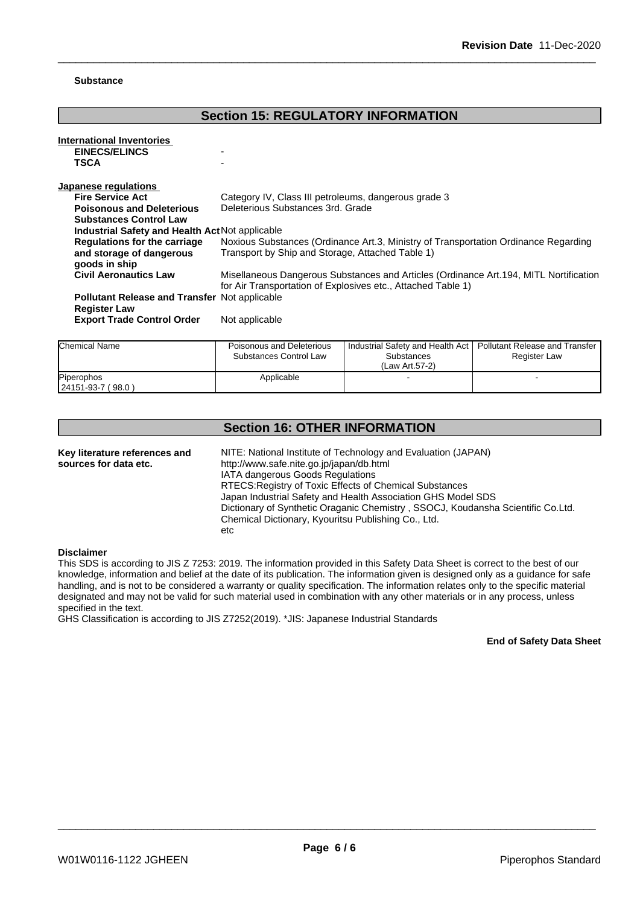**Substance**

## Section 15: REGULATORY INFORMATION

**International Inventories**

| | |
|---|---|
| **EINECS/ELINCS** | - |
| **TSCA** | - |

**Japanese regulations**

| | |
|---|---|
| **Fire Service Act** | Category IV, Class III petroleums, dangerous grade 3 |
| **Poisonous and Deleterious Substances Control Law** | Deleterious Substances 3rd. Grade |
| **Industrial Safety and Health Act** | Not applicable |
| **Regulations for the carriage and storage of dangerous goods in ship** | Noxious Substances (Ordinance Art.3, Ministry of Transportation Ordinance Regarding Transport by Ship and Storage, Attached Table 1) |
| **Civil Aeronautics Law** | Misellaneous Dangerous Substances and Articles (Ordinance Art.194, MITL Nortification for Air Transportation of Explosives etc., Attached Table 1) |
| **Pollutant Release and Transfer Register Law** | Not applicable |
| **Export Trade Control Order** | Not applicable |

| Chemical Name | Poisonous and Deleterious Substances Control Law | Industrial Safety and Health Act Substances (Law Art.57-2) | Pollutant Release and Transfer Register Law |
|---|---|---|---|
| Piperophos 24151-93-7 ( 98.0 ) | Applicable | - | - |

## Section 16: OTHER INFORMATION

**Key literature references and sources for data etc.**

NITE: National Institute of Technology and Evaluation (JAPAN)
http://www.safe.nite.go.jp/japan/db.html
IATA dangerous Goods Regulations
RTECS:Registry of Toxic Effects of Chemical Substances
Japan Industrial Safety and Health Association GHS Model SDS
Dictionary of Synthetic Oraganic Chemistry , SSOCJ, Koudansha Scientific Co.Ltd.
Chemical Dictionary, Kyouritsu Publishing Co., Ltd.
etc

**Disclaimer**

This SDS is according to JIS Z 7253: 2019. The information provided in this Safety Data Sheet is correct to the best of our knowledge, information and belief at the date of its publication. The information given is designed only as a guidance for safe handling, and is not to be considered a warranty or quality specification. The information relates only to the specific material designated and may not be valid for such material used in combination with any other materials or in any process, unless specified in the text.

GHS Classification is according to JIS Z7252(2019). *JIS: Japanese Industrial Standards

**End of Safety Data Sheet**